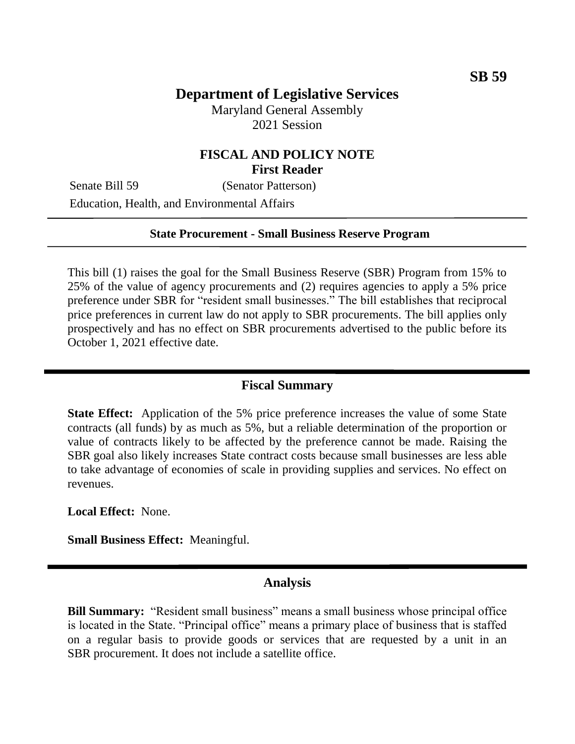**SB 59**

# Department of Legislative Services

Maryland General Assembly
2021 Session

## FISCAL AND POLICY NOTE
**First Reader**

Senate Bill 59 (Senator Patterson)
Education, Health, and Environmental Affairs

---

**State Procurement - Small Business Reserve Program**

---

This bill (1) raises the goal for the Small Business Reserve (SBR) Program from 15% to 25% of the value of agency procurements and (2) requires agencies to apply a 5% price preference under SBR for "resident small businesses." The bill establishes that reciprocal price preferences in current law do not apply to SBR procurements. The bill applies only prospectively and has no effect on SBR procurements advertised to the public before its October 1, 2021 effective date.

---

## Fiscal Summary

**State Effect:** Application of the 5% price preference increases the value of some State contracts (all funds) by as much as 5%, but a reliable determination of the proportion or value of contracts likely to be affected by the preference cannot be made. Raising the SBR goal also likely increases State contract costs because small businesses are less able to take advantage of economies of scale in providing supplies and services. No effect on revenues.

**Local Effect:** None.

**Small Business Effect:** Meaningful.

---

## Analysis

**Bill Summary:** "Resident small business" means a small business whose principal office is located in the State. "Principal office" means a primary place of business that is staffed on a regular basis to provide goods or services that are requested by a unit in an SBR procurement. It does not include a satellite office.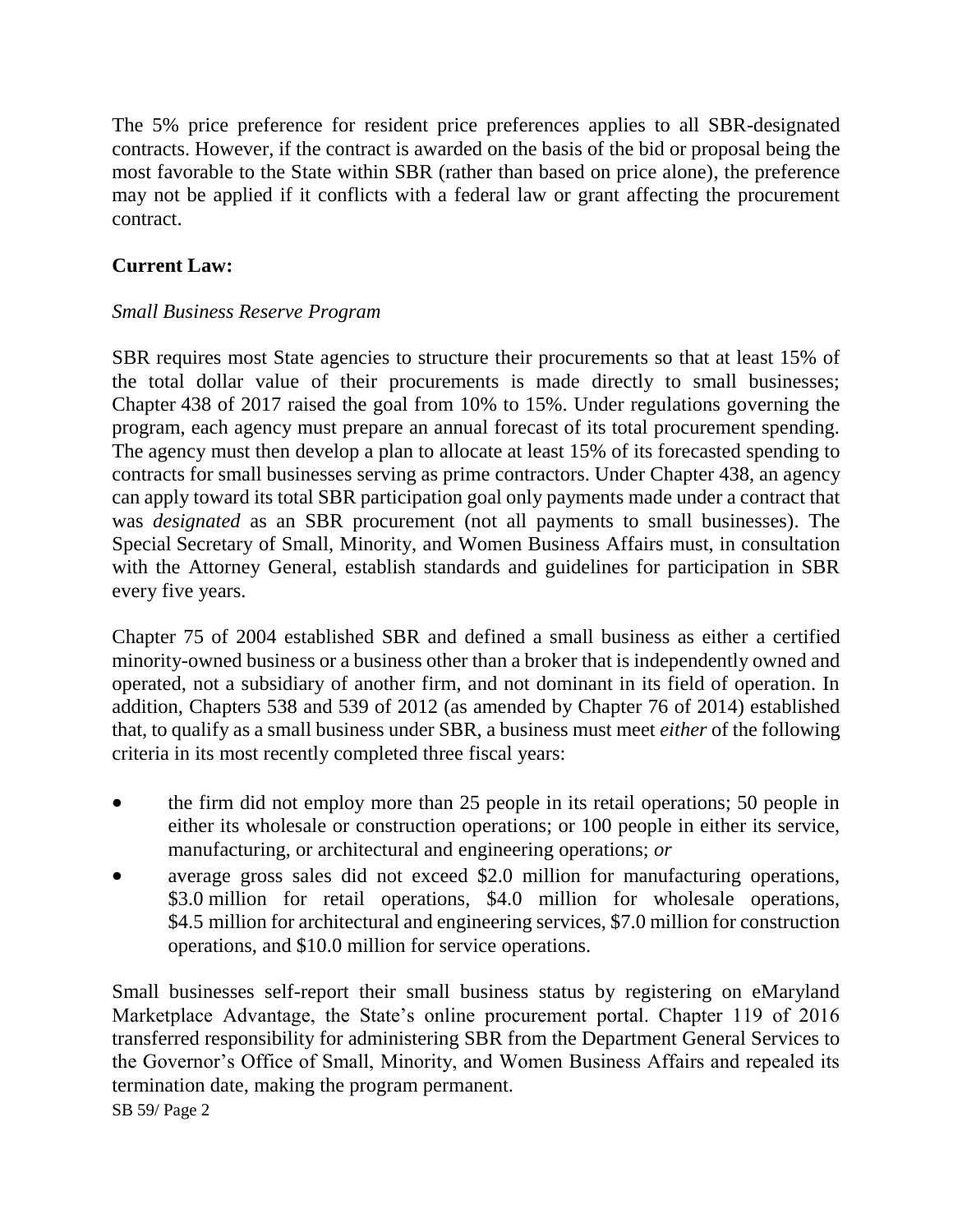The 5% price preference for resident price preferences applies to all SBR-designated contracts. However, if the contract is awarded on the basis of the bid or proposal being the most favorable to the State within SBR (rather than based on price alone), the preference may not be applied if it conflicts with a federal law or grant affecting the procurement contract.

**Current Law:**

*Small Business Reserve Program*

SBR requires most State agencies to structure their procurements so that at least 15% of the total dollar value of their procurements is made directly to small businesses; Chapter 438 of 2017 raised the goal from 10% to 15%. Under regulations governing the program, each agency must prepare an annual forecast of its total procurement spending. The agency must then develop a plan to allocate at least 15% of its forecasted spending to contracts for small businesses serving as prime contractors. Under Chapter 438, an agency can apply toward its total SBR participation goal only payments made under a contract that was *designated* as an SBR procurement (not all payments to small businesses). The Special Secretary of Small, Minority, and Women Business Affairs must, in consultation with the Attorney General, establish standards and guidelines for participation in SBR every five years.

Chapter 75 of 2004 established SBR and defined a small business as either a certified minority-owned business or a business other than a broker that is independently owned and operated, not a subsidiary of another firm, and not dominant in its field of operation. In addition, Chapters 538 and 539 of 2012 (as amended by Chapter 76 of 2014) established that, to qualify as a small business under SBR, a business must meet *either* of the following criteria in its most recently completed three fiscal years:

- the firm did not employ more than 25 people in its retail operations; 50 people in either its wholesale or construction operations; or 100 people in either its service, manufacturing, or architectural and engineering operations; *or*
- average gross sales did not exceed $2.0 million for manufacturing operations, $3.0 million for retail operations, $4.0 million for wholesale operations, $4.5 million for architectural and engineering services, $7.0 million for construction operations, and $10.0 million for service operations.

Small businesses self-report their small business status by registering on eMaryland Marketplace Advantage, the State's online procurement portal. Chapter 119 of 2016 transferred responsibility for administering SBR from the Department General Services to the Governor's Office of Small, Minority, and Women Business Affairs and repealed its termination date, making the program permanent.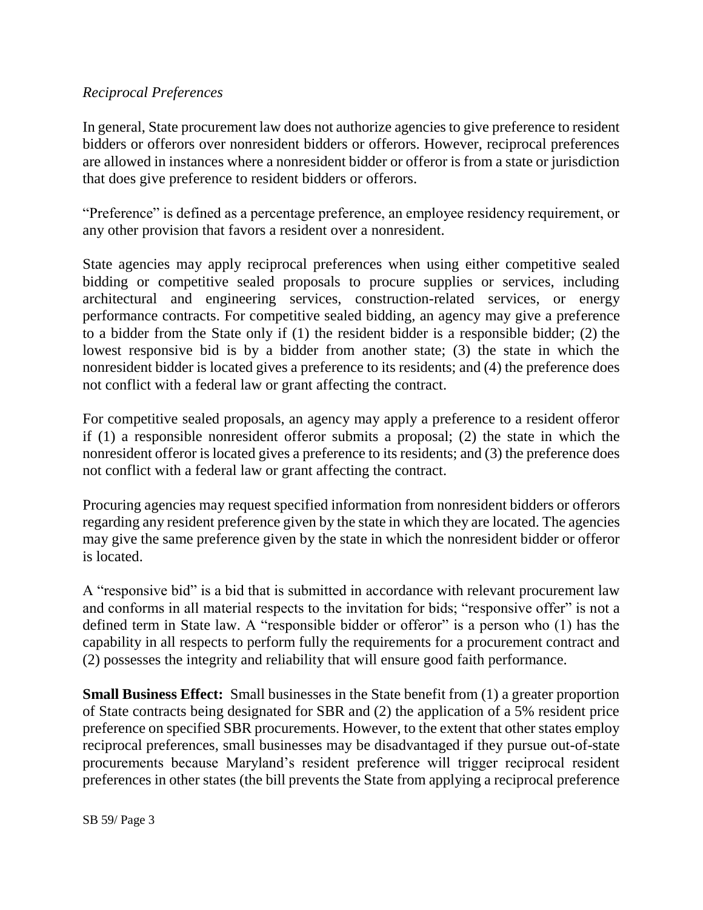*Reciprocal Preferences*

In general, State procurement law does not authorize agencies to give preference to resident bidders or offerors over nonresident bidders or offerors. However, reciprocal preferences are allowed in instances where a nonresident bidder or offeror is from a state or jurisdiction that does give preference to resident bidders or offerors.

"Preference" is defined as a percentage preference, an employee residency requirement, or any other provision that favors a resident over a nonresident.

State agencies may apply reciprocal preferences when using either competitive sealed bidding or competitive sealed proposals to procure supplies or services, including architectural and engineering services, construction-related services, or energy performance contracts. For competitive sealed bidding, an agency may give a preference to a bidder from the State only if (1) the resident bidder is a responsible bidder; (2) the lowest responsive bid is by a bidder from another state; (3) the state in which the nonresident bidder is located gives a preference to its residents; and (4) the preference does not conflict with a federal law or grant affecting the contract.

For competitive sealed proposals, an agency may apply a preference to a resident offeror if (1) a responsible nonresident offeror submits a proposal; (2) the state in which the nonresident offeror is located gives a preference to its residents; and (3) the preference does not conflict with a federal law or grant affecting the contract.

Procuring agencies may request specified information from nonresident bidders or offerors regarding any resident preference given by the state in which they are located. The agencies may give the same preference given by the state in which the nonresident bidder or offeror is located.

A "responsive bid" is a bid that is submitted in accordance with relevant procurement law and conforms in all material respects to the invitation for bids; "responsive offer" is not a defined term in State law. A "responsible bidder or offeror" is a person who (1) has the capability in all respects to perform fully the requirements for a procurement contract and (2) possesses the integrity and reliability that will ensure good faith performance.

**Small Business Effect:** Small businesses in the State benefit from (1) a greater proportion of State contracts being designated for SBR and (2) the application of a 5% resident price preference on specified SBR procurements. However, to the extent that other states employ reciprocal preferences, small businesses may be disadvantaged if they pursue out-of-state procurements because Maryland's resident preference will trigger reciprocal resident preferences in other states (the bill prevents the State from applying a reciprocal preference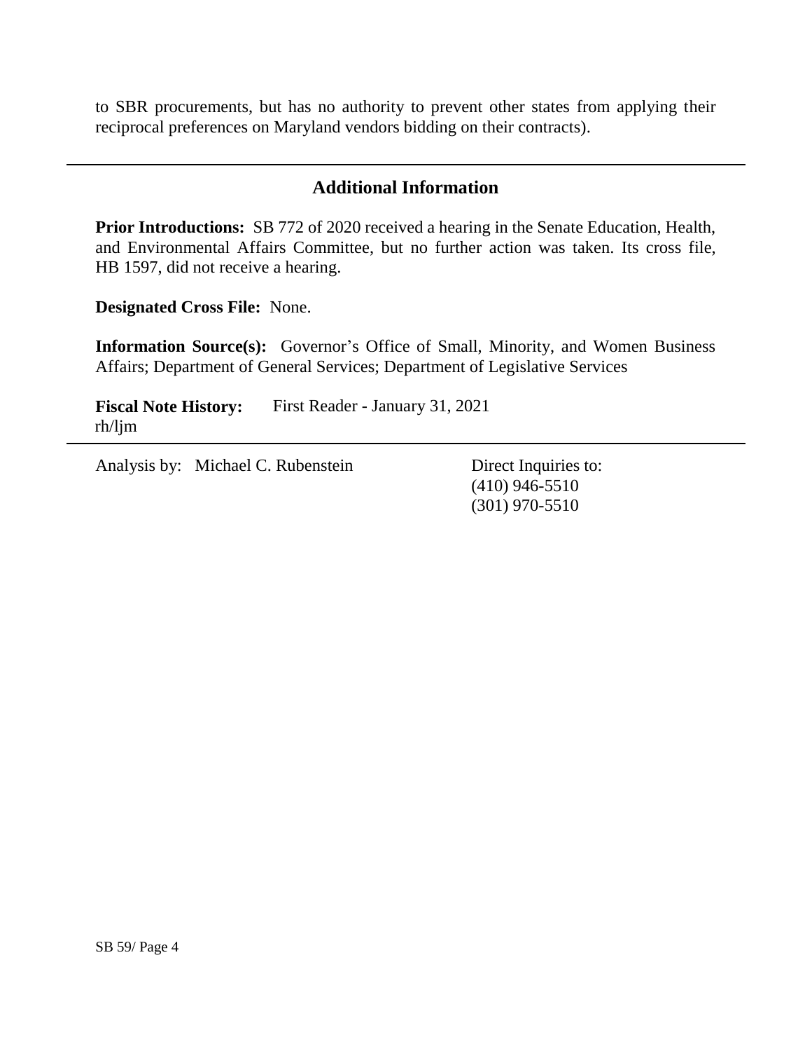to SBR procurements, but has no authority to prevent other states from applying their reciprocal preferences on Maryland vendors bidding on their contracts).

---

## Additional Information

**Prior Introductions:** SB 772 of 2020 received a hearing in the Senate Education, Health, and Environmental Affairs Committee, but no further action was taken. Its cross file, HB 1597, did not receive a hearing.

**Designated Cross File:** None.

**Information Source(s):** Governor's Office of Small, Minority, and Women Business Affairs; Department of General Services; Department of Legislative Services

**Fiscal Note History:** First Reader - January 31, 2021
rh/ljm

---

Analysis by: Michael C. Rubenstein

Direct Inquiries to:
(410) 946-5510
(301) 970-5510